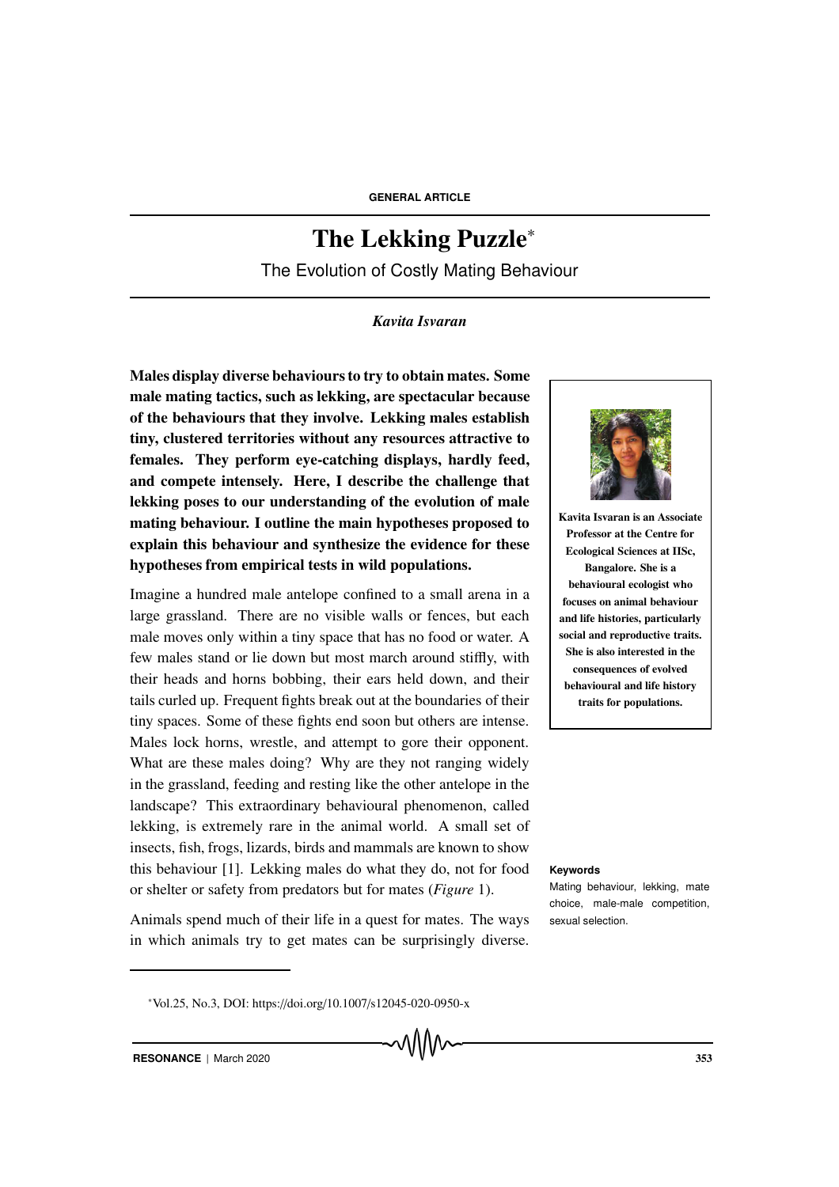GENERAL ARTICLE

# The Lekking Puzzle[*]

## The Evolution of Costly Mating Behaviour

*Kavita Isvaran*

**Males display diverse behaviours to try to obtain mates. Some male mating tactics, such as lekking, are spectacular because of the behaviours that they involve. Lekking males establish tiny, clustered territories without any resources attractive to females. They perform eye-catching displays, hardly feed, and compete intensely. Here, I describe the challenge that lekking poses to our understanding of the evolution of male mating behaviour. I outline the main hypotheses proposed to explain this behaviour and synthesize the evidence for these hypotheses from empirical tests in wild populations.**

**Kavita Isvaran is an Associate Professor at the Centre for Ecological Sciences at IISc, Bangalore. She is a behavioural ecologist who focuses on animal behaviour and life histories, particularly social and reproductive traits. She is also interested in the consequences of evolved behavioural and life history traits for populations.**

Imagine a hundred male antelope confined to a small arena in a large grassland. There are no visible walls or fences, but each male moves only within a tiny space that has no food or water. A few males stand or lie down but most march around stiffly, with their heads and horns bobbing, their ears held down, and their tails curled up. Frequent fights break out at the boundaries of their tiny spaces. Some of these fights end soon but others are intense. Males lock horns, wrestle, and attempt to gore their opponent. What are these males doing? Why are they not ranging widely in the grassland, feeding and resting like the other antelope in the landscape? This extraordinary behavioural phenomenon, called lekking, is extremely rare in the animal world. A small set of insects, fish, frogs, lizards, birds and mammals are known to show this behaviour [1]. Lekking males do what they do, not for food or shelter or safety from predators but for mates (*Figure* 1).

**Keywords**

Mating behaviour, lekking, mate choice, male-male competition, sexual selection.

Animals spend much of their life in a quest for mates. The ways in which animals try to get mates can be surprisingly diverse.

[*] Vol.25, No.3, DOI: https://doi.org/10.1007/s12045-020-0950-x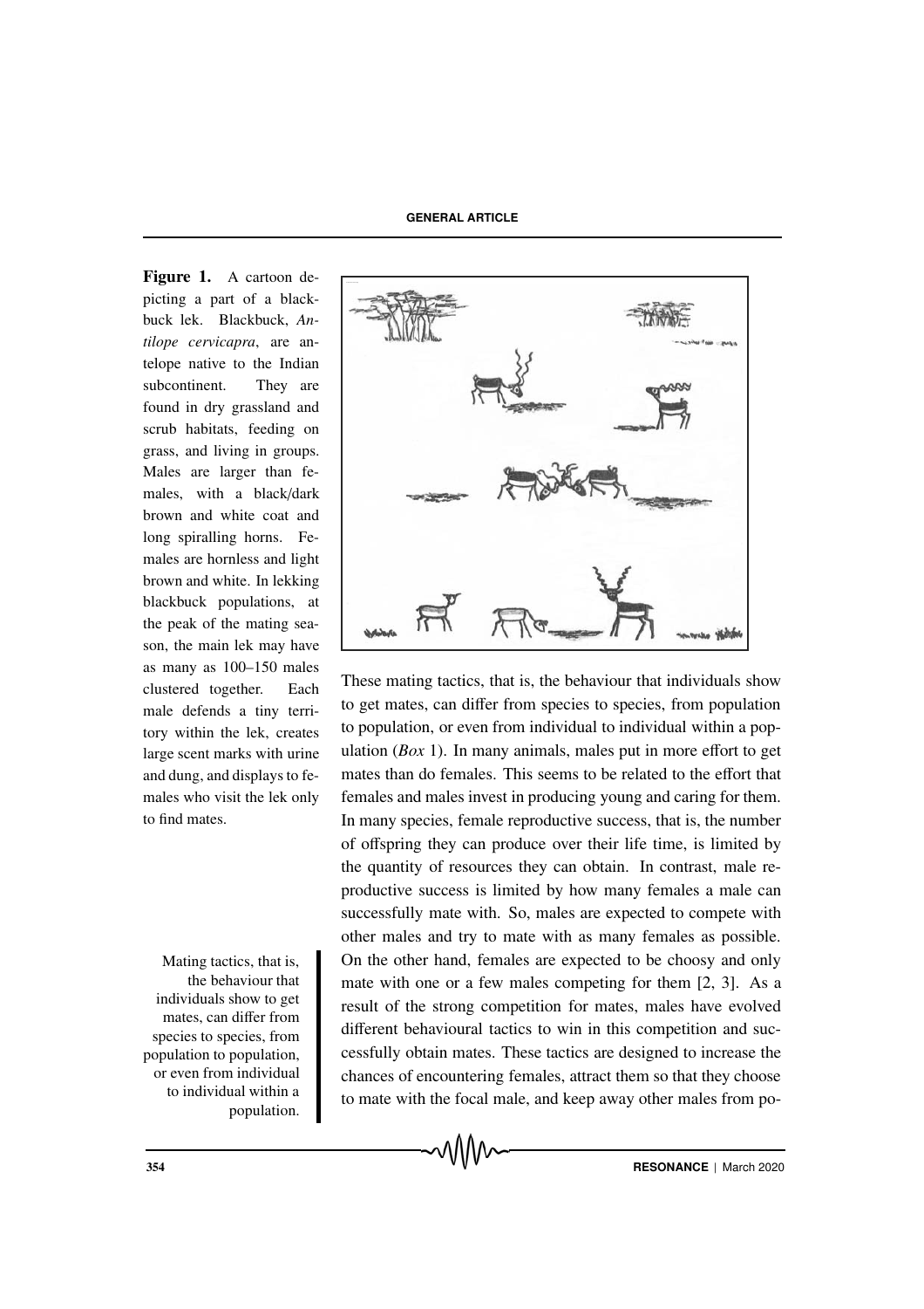**Figure 1.** A cartoon depicting a part of a blackbuck lek. Blackbuck, *Antilope cervicapra*, are antelope native to the Indian subcontinent. They are found in dry grassland and scrub habitats, feeding on grass, and living in groups. Males are larger than females, with a black/dark brown and white coat and long spiralling horns. Females are hornless and light brown and white. In lekking blackbuck populations, at the peak of the mating season, the main lek may have as many as 100–150 males clustered together. Each male defends a tiny territory within the lek, creates large scent marks with urine and dung, and displays to females who visit the lek only to find mates.

These mating tactics, that is, the behaviour that individuals show to get mates, can differ from species to species, from population to population, or even from individual to individual within a population (*Box* 1). In many animals, males put in more effort to get mates than do females. This seems to be related to the effort that females and males invest in producing young and caring for them. In many species, female reproductive success, that is, the number of offspring they can produce over their life time, is limited by the quantity of resources they can obtain. In contrast, male reproductive success is limited by how many females a male can successfully mate with. So, males are expected to compete with other males and try to mate with as many females as possible. On the other hand, females are expected to be choosy and only mate with one or a few males competing for them [2, 3]. As a result of the strong competition for mates, males have evolved different behavioural tactics to win in this competition and successfully obtain mates. These tactics are designed to increase the chances of encountering females, attract them so that they choose to mate with the focal male, and keep away other males from po-

Mating tactics, that is, the behaviour that individuals show to get mates, can differ from species to species, from population to population, or even from individual to individual within a population.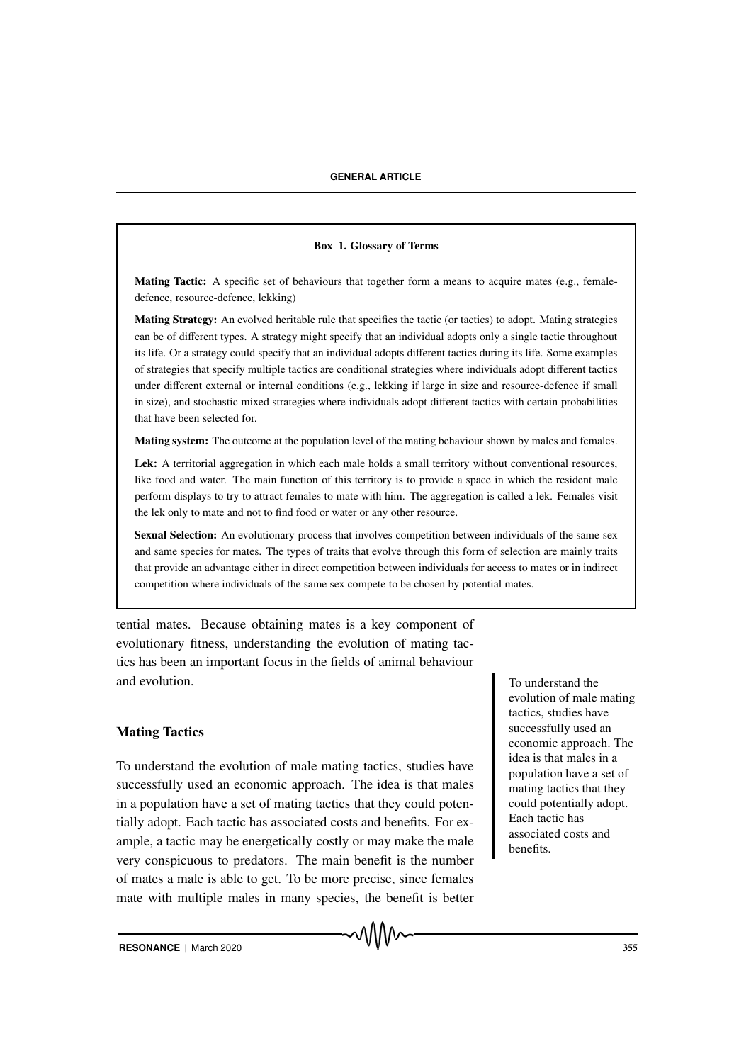**Box 1. Glossary of Terms**

**Mating Tactic:** A specific set of behaviours that together form a means to acquire mates (e.g., female-defence, resource-defence, lekking)

**Mating Strategy:** An evolved heritable rule that specifies the tactic (or tactics) to adopt. Mating strategies can be of different types. A strategy might specify that an individual adopts only a single tactic throughout its life. Or a strategy could specify that an individual adopts different tactics during its life. Some examples of strategies that specify multiple tactics are conditional strategies where individuals adopt different tactics under different external or internal conditions (e.g., lekking if large in size and resource-defence if small in size), and stochastic mixed strategies where individuals adopt different tactics with certain probabilities that have been selected for.

**Mating system:** The outcome at the population level of the mating behaviour shown by males and females.

**Lek:** A territorial aggregation in which each male holds a small territory without conventional resources, like food and water. The main function of this territory is to provide a space in which the resident male perform displays to try to attract females to mate with him. The aggregation is called a lek. Females visit the lek only to mate and not to find food or water or any other resource.

**Sexual Selection:** An evolutionary process that involves competition between individuals of the same sex and same species for mates. The types of traits that evolve through this form of selection are mainly traits that provide an advantage either in direct competition between individuals for access to mates or in indirect competition where individuals of the same sex compete to be chosen by potential mates.

tential mates. Because obtaining mates is a key component of evolutionary fitness, understanding the evolution of mating tactics has been an important focus in the fields of animal behaviour and evolution.

## Mating Tactics

To understand the evolution of male mating tactics, studies have successfully used an economic approach. The idea is that males in a population have a set of mating tactics that they could potentially adopt. Each tactic has associated costs and benefits. For example, a tactic may be energetically costly or may make the male very conspicuous to predators. The main benefit is the number of mates a male is able to get. To be more precise, since females mate with multiple males in many species, the benefit is better

> To understand the evolution of male mating tactics, studies have successfully used an economic approach. The idea is that males in a population have a set of mating tactics that they could potentially adopt. Each tactic has associated costs and benefits.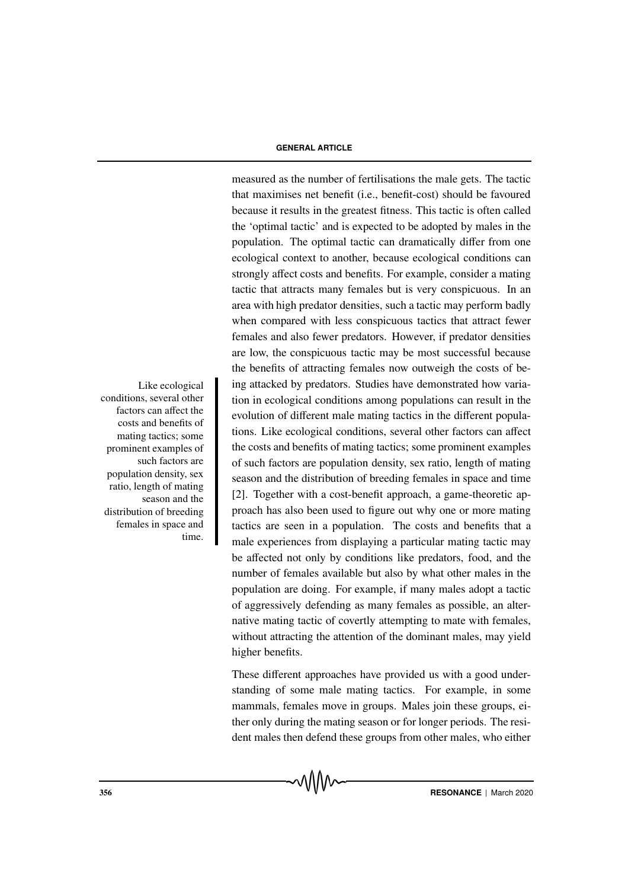measured as the number of fertilisations the male gets. The tactic that maximises net benefit (i.e., benefit-cost) should be favoured because it results in the greatest fitness. This tactic is often called the 'optimal tactic' and is expected to be adopted by males in the population. The optimal tactic can dramatically differ from one ecological context to another, because ecological conditions can strongly affect costs and benefits. For example, consider a mating tactic that attracts many females but is very conspicuous. In an area with high predator densities, such a tactic may perform badly when compared with less conspicuous tactics that attract fewer females and also fewer predators. However, if predator densities are low, the conspicuous tactic may be most successful because the benefits of attracting females now outweigh the costs of being attacked by predators. Studies have demonstrated how variation in ecological conditions among populations can result in the evolution of different male mating tactics in the different populations. Like ecological conditions, several other factors can affect the costs and benefits of mating tactics; some prominent examples of such factors are population density, sex ratio, length of mating season and the distribution of breeding females in space and time [2]. Together with a cost-benefit approach, a game-theoretic approach has also been used to figure out why one or more mating tactics are seen in a population. The costs and benefits that a male experiences from displaying a particular mating tactic may be affected not only by conditions like predators, food, and the number of females available but also by what other males in the population are doing. For example, if many males adopt a tactic of aggressively defending as many females as possible, an alternative mating tactic of covertly attempting to mate with females, without attracting the attention of the dominant males, may yield higher benefits.

Like ecological conditions, several other factors can affect the costs and benefits of mating tactics; some prominent examples of such factors are population density, sex ratio, length of mating season and the distribution of breeding females in space and time.

These different approaches have provided us with a good understanding of some male mating tactics. For example, in some mammals, females move in groups. Males join these groups, either only during the mating season or for longer periods. The resident males then defend these groups from other males, who either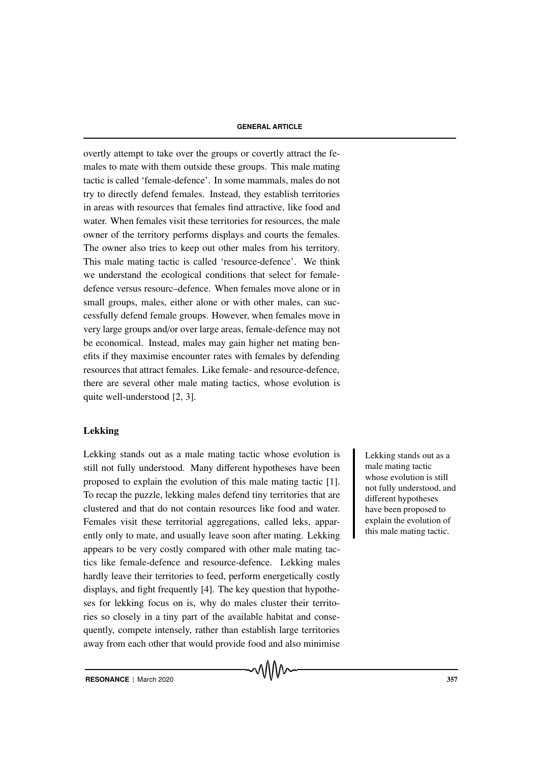overtly attempt to take over the groups or covertly attract the females to mate with them outside these groups. This male mating tactic is called 'female-defence'. In some mammals, males do not try to directly defend females. Instead, they establish territories in areas with resources that females find attractive, like food and water. When females visit these territories for resources, the male owner of the territory performs displays and courts the females. The owner also tries to keep out other males from his territory. This male mating tactic is called 'resource-defence'. We think we understand the ecological conditions that select for female-defence versus resourc–defence. When females move alone or in small groups, males, either alone or with other males, can successfully defend female groups. However, when females move in very large groups and/or over large areas, female-defence may not be economical. Instead, males may gain higher net mating benefits if they maximise encounter rates with females by defending resources that attract females. Like female- and resource-defence, there are several other male mating tactics, whose evolution is quite well-understood [2, 3].

## Lekking

Lekking stands out as a male mating tactic whose evolution is still not fully understood. Many different hypotheses have been proposed to explain the evolution of this male mating tactic [1]. To recap the puzzle, lekking males defend tiny territories that are clustered and that do not contain resources like food and water. Females visit these territorial aggregations, called leks, apparently only to mate, and usually leave soon after mating. Lekking appears to be very costly compared with other male mating tactics like female-defence and resource-defence. Lekking males hardly leave their territories to feed, perform energetically costly displays, and fight frequently [4]. The key question that hypotheses for lekking focus on is, why do males cluster their territories so closely in a tiny part of the available habitat and consequently, compete intensely, rather than establish large territories away from each other that would provide food and also minimise

> Lekking stands out as a male mating tactic whose evolution is still not fully understood, and different hypotheses have been proposed to explain the evolution of this male mating tactic.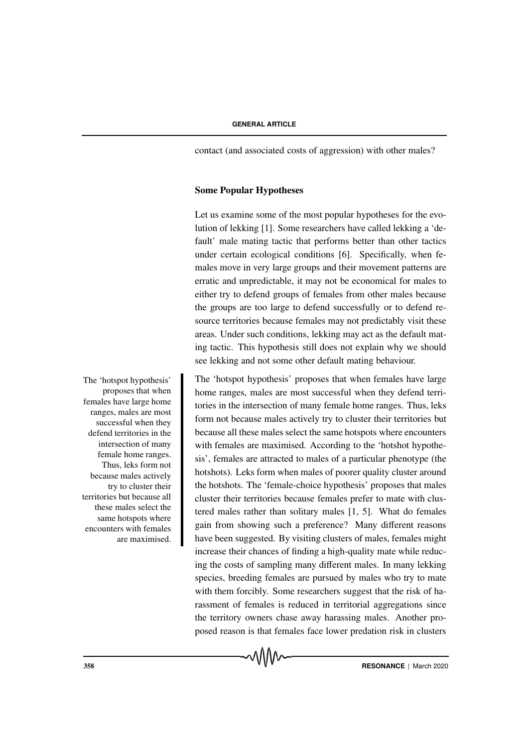contact (and associated costs of aggression) with other males?

### Some Popular Hypotheses

Let us examine some of the most popular hypotheses for the evolution of lekking [1]. Some researchers have called lekking a 'default' male mating tactic that performs better than other tactics under certain ecological conditions [6]. Specifically, when females move in very large groups and their movement patterns are erratic and unpredictable, it may not be economical for males to either try to defend groups of females from other males because the groups are too large to defend successfully or to defend resource territories because females may not predictably visit these areas. Under such conditions, lekking may act as the default mating tactic. This hypothesis still does not explain why we should see lekking and not some other default mating behaviour.

The 'hotspot hypothesis' proposes that when females have large home ranges, males are most successful when they defend territories in the intersection of many female home ranges. Thus, leks form not because males actively try to cluster their territories but because all these males select the same hotspots where encounters with females are maximised.

The 'hotspot hypothesis' proposes that when females have large home ranges, males are most successful when they defend territories in the intersection of many female home ranges. Thus, leks form not because males actively try to cluster their territories but because all these males select the same hotspots where encounters with females are maximised. According to the 'hotshot hypothesis', females are attracted to males of a particular phenotype (the hotshots). Leks form when males of poorer quality cluster around the hotshots. The 'female-choice hypothesis' proposes that males cluster their territories because females prefer to mate with clustered males rather than solitary males [1, 5]. What do females gain from showing such a preference? Many different reasons have been suggested. By visiting clusters of males, females might increase their chances of finding a high-quality mate while reducing the costs of sampling many different males. In many lekking species, breeding females are pursued by males who try to mate with them forcibly. Some researchers suggest that the risk of harassment of females is reduced in territorial aggregations since the territory owners chase away harassing males. Another proposed reason is that females face lower predation risk in clusters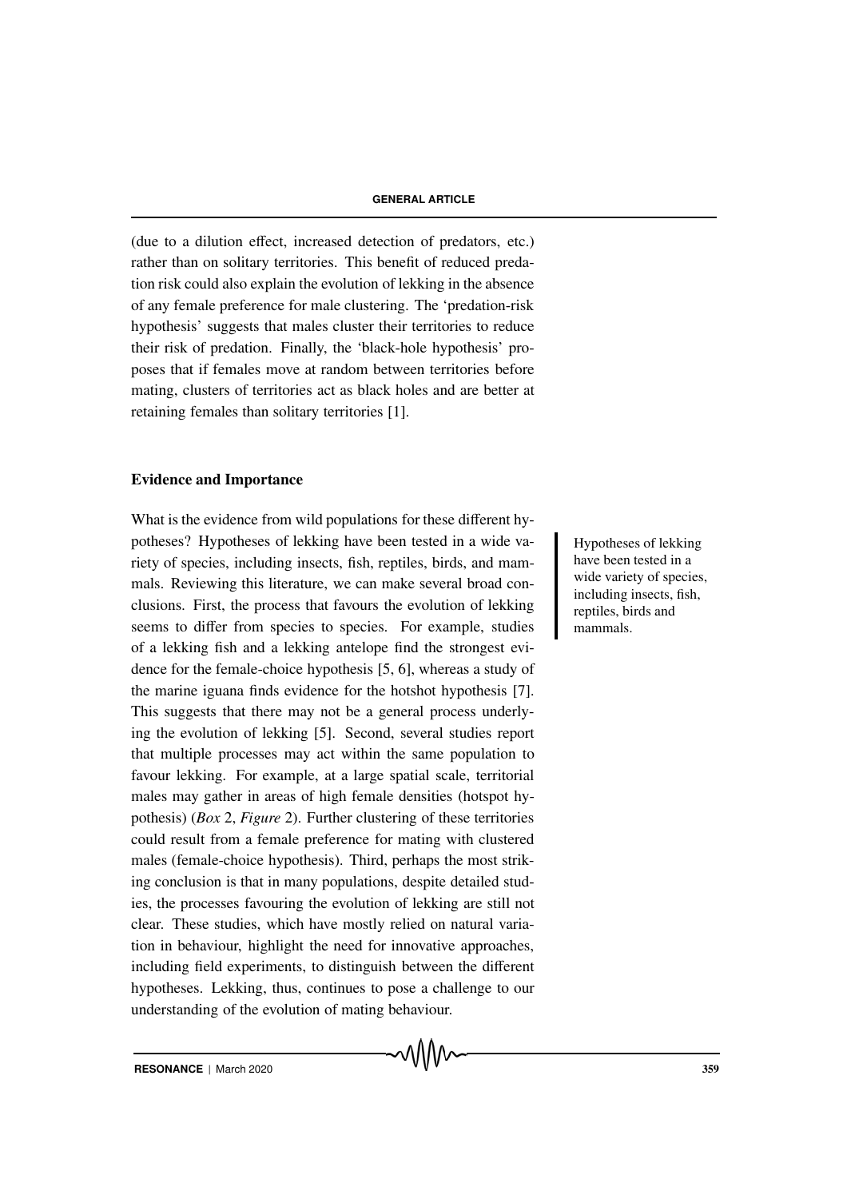(due to a dilution effect, increased detection of predators, etc.) rather than on solitary territories. This benefit of reduced predation risk could also explain the evolution of lekking in the absence of any female preference for male clustering. The 'predation-risk hypothesis' suggests that males cluster their territories to reduce their risk of predation. Finally, the 'black-hole hypothesis' proposes that if females move at random between territories before mating, clusters of territories act as black holes and are better at retaining females than solitary territories [1].

### Evidence and Importance

What is the evidence from wild populations for these different hypotheses? Hypotheses of lekking have been tested in a wide variety of species, including insects, fish, reptiles, birds, and mammals. Reviewing this literature, we can make several broad conclusions. First, the process that favours the evolution of lekking seems to differ from species to species. For example, studies of a lekking fish and a lekking antelope find the strongest evidence for the female-choice hypothesis [5, 6], whereas a study of the marine iguana finds evidence for the hotshot hypothesis [7]. This suggests that there may not be a general process underlying the evolution of lekking [5]. Second, several studies report that multiple processes may act within the same population to favour lekking. For example, at a large spatial scale, territorial males may gather in areas of high female densities (hotspot hypothesis) (*Box* 2, *Figure* 2). Further clustering of these territories could result from a female preference for mating with clustered males (female-choice hypothesis). Third, perhaps the most striking conclusion is that in many populations, despite detailed studies, the processes favouring the evolution of lekking are still not clear. These studies, which have mostly relied on natural variation in behaviour, highlight the need for innovative approaches, including field experiments, to distinguish between the different hypotheses. Lekking, thus, continues to pose a challenge to our understanding of the evolution of mating behaviour.

Hypotheses of lekking have been tested in a wide variety of species, including insects, fish, reptiles, birds and mammals.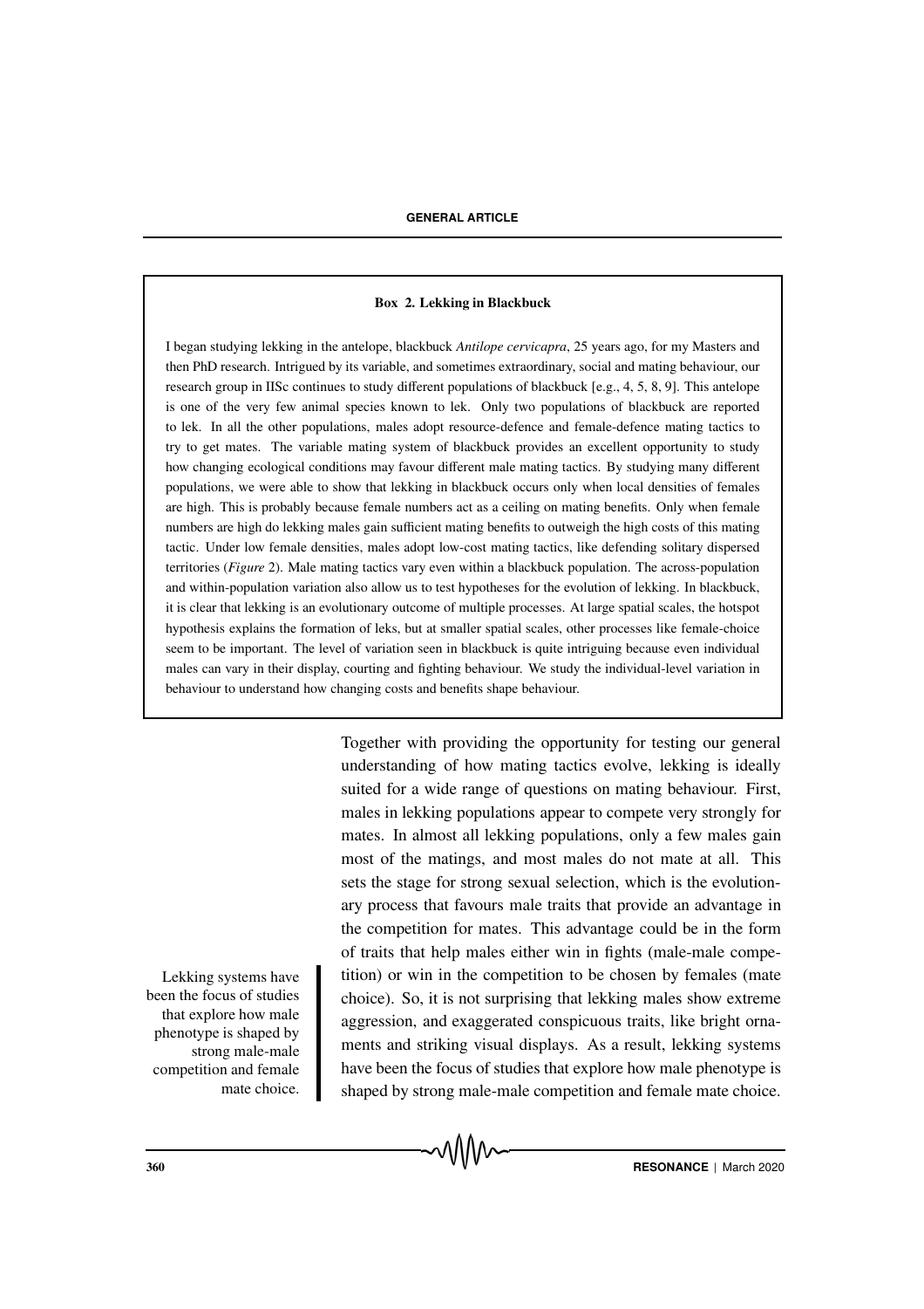**Box 2. Lekking in Blackbuck**

I began studying lekking in the antelope, blackbuck *Antilope cervicapra*, 25 years ago, for my Masters and then PhD research. Intrigued by its variable, and sometimes extraordinary, social and mating behaviour, our research group in IISc continues to study different populations of blackbuck [e.g., 4, 5, 8, 9]. This antelope is one of the very few animal species known to lek. Only two populations of blackbuck are reported to lek. In all the other populations, males adopt resource-defence and female-defence mating tactics to try to get mates. The variable mating system of blackbuck provides an excellent opportunity to study how changing ecological conditions may favour different male mating tactics. By studying many different populations, we were able to show that lekking in blackbuck occurs only when local densities of females are high. This is probably because female numbers act as a ceiling on mating benefits. Only when female numbers are high do lekking males gain sufficient mating benefits to outweigh the high costs of this mating tactic. Under low female densities, males adopt low-cost mating tactics, like defending solitary dispersed territories (*Figure* 2). Male mating tactics vary even within a blackbuck population. The across-population and within-population variation also allow us to test hypotheses for the evolution of lekking. In blackbuck, it is clear that lekking is an evolutionary outcome of multiple processes. At large spatial scales, the hotspot hypothesis explains the formation of leks, but at smaller spatial scales, other processes like female-choice seem to be important. The level of variation seen in blackbuck is quite intriguing because even individual males can vary in their display, courting and fighting behaviour. We study the individual-level variation in behaviour to understand how changing costs and benefits shape behaviour.

Together with providing the opportunity for testing our general understanding of how mating tactics evolve, lekking is ideally suited for a wide range of questions on mating behaviour. First, males in lekking populations appear to compete very strongly for mates. In almost all lekking populations, only a few males gain most of the matings, and most males do not mate at all. This sets the stage for strong sexual selection, which is the evolutionary process that favours male traits that provide an advantage in the competition for mates. This advantage could be in the form of traits that help males either win in fights (male-male competition) or win in the competition to be chosen by females (mate choice). So, it is not surprising that lekking males show extreme aggression, and exaggerated conspicuous traits, like bright ornaments and striking visual displays. As a result, lekking systems have been the focus of studies that explore how male phenotype is shaped by strong male-male competition and female mate choice.

Lekking systems have been the focus of studies that explore how male phenotype is shaped by strong male-male competition and female mate choice.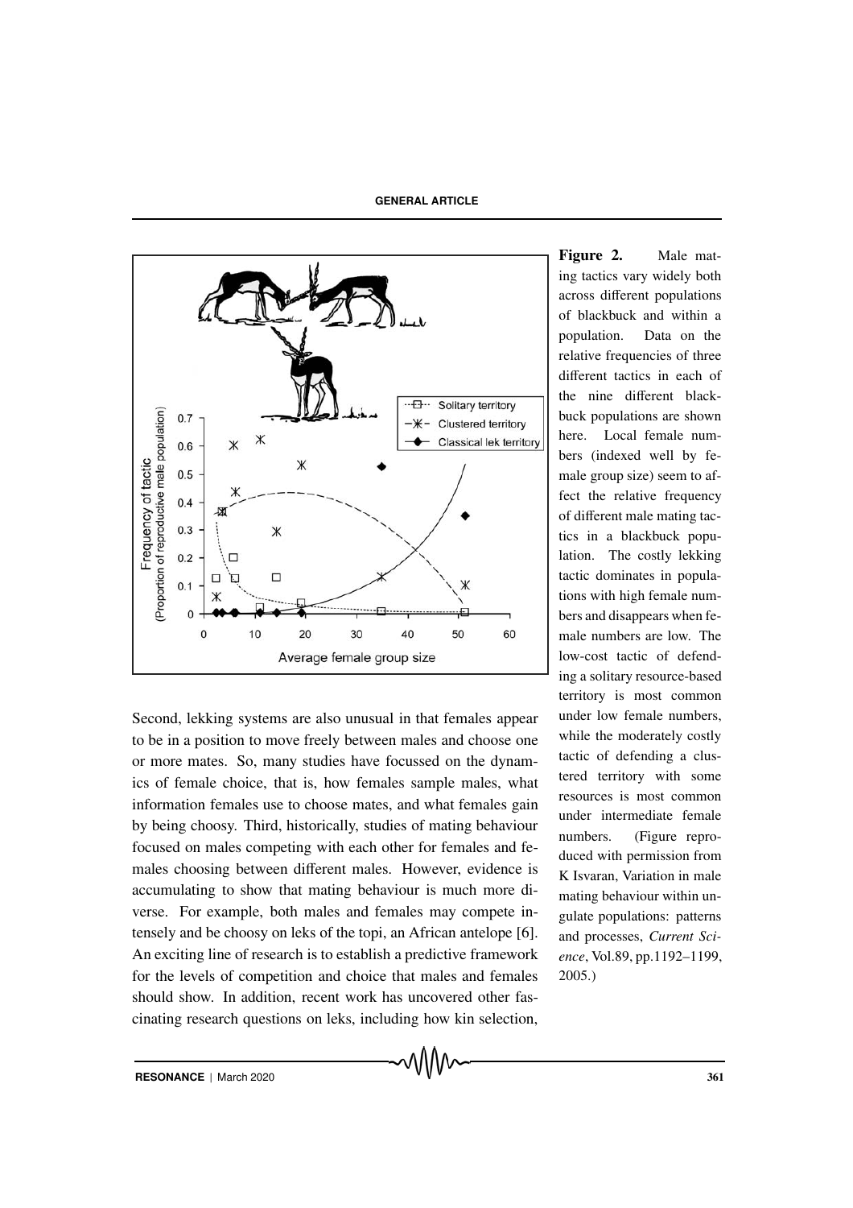**Figure 2.** Male mating tactics vary widely both across different populations of blackbuck and within a population. Data on the relative frequencies of three different tactics in each of the nine different blackbuck populations are shown here. Local female numbers (indexed well by female group size) seem to affect the relative frequency of different male mating tactics in a blackbuck population. The costly lekking tactic dominates in populations with high female numbers and disappears when female numbers are low. The low-cost tactic of defending a solitary resource-based territory is most common under low female numbers, while the moderately costly tactic of defending a clustered territory with some resources is most common under intermediate female numbers. (Figure reproduced with permission from K Isvaran, Variation in male mating behaviour within ungulate populations: patterns and processes, *Current Science*, Vol.89, pp.1192–1199, 2005.)

Second, lekking systems are also unusual in that females appear to be in a position to move freely between males and choose one or more mates. So, many studies have focussed on the dynamics of female choice, that is, how females sample males, what information females use to choose mates, and what females gain by being choosy. Third, historically, studies of mating behaviour focused on males competing with each other for females and females choosing between different males. However, evidence is accumulating to show that mating behaviour is much more diverse. For example, both males and females may compete intensely and be choosy on leks of the topi, an African antelope [6]. An exciting line of research is to establish a predictive framework for the levels of competition and choice that males and females should show. In addition, recent work has uncovered other fascinating research questions on leks, including how kin selection,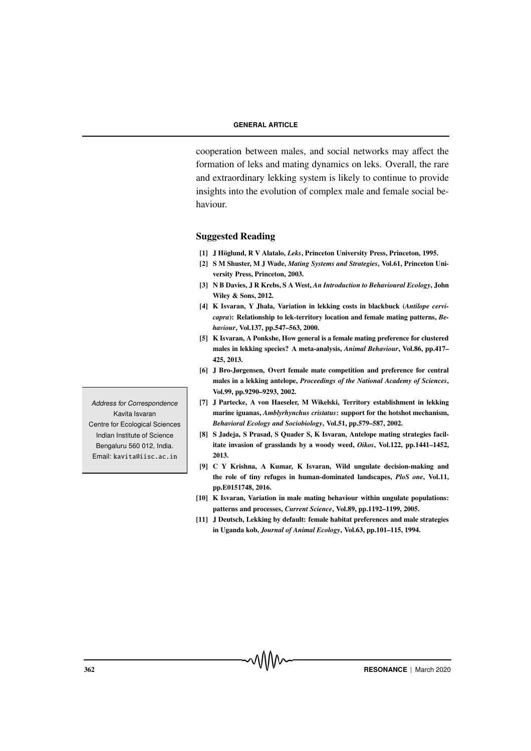cooperation between males, and social networks may affect the formation of leks and mating dynamics on leks. Overall, the rare and extraordinary lekking system is likely to continue to provide insights into the evolution of complex male and female social behaviour.

## Suggested Reading

[1] **J Höglund, R V Alatalo, *Leks*, Princeton University Press, Princeton, 1995.**

[2] **S M Shuster, M J Wade, *Mating Systems and Strategies*, Vol.61, Princeton University Press, Princeton, 2003.**

[3] **N B Davies, J R Krebs, S A West, *An Introduction to Behavioural Ecology*, John Wiley & Sons, 2012.**

[4] **K Isvaran, Y Jhala, Variation in lekking costs in blackbuck (*Antilope cervicapra*): Relationship to lek-territory location and female mating patterns, *Behaviour*, Vol.137, pp.547–563, 2000.**

[5] **K Isvaran, A Ponkshe, How general is a female mating preference for clustered males in lekking species? A meta-analysis, *Animal Behaviour*, Vol.86, pp.417–425, 2013.**

[6] **J Bro-Jørgensen, Overt female mate competition and preference for central males in a lekking antelope, *Proceedings of the National Academy of Sciences*, Vol.99, pp.9290–9293, 2002.**

[7] **J Partecke, A von Haeseler, M Wikelski, Territory establishment in lekking marine iguanas, *Amblyrhynchus cristatus*: support for the hotshot mechanism, *Behavioral Ecology and Sociobiology*, Vol.51, pp.579–587, 2002.**

[8] **S Jadeja, S Prasad, S Quader S, K Isvaran, Antelope mating strategies facilitate invasion of grasslands by a woody weed, *Oikos*, Vol.122, pp.1441–1452, 2013.**

[9] **C Y Krishna, A Kumar, K Isvaran, Wild ungulate decision-making and the role of tiny refuges in human-dominated landscapes, *PloS one*, Vol.11, pp.E0151748, 2016.**

[10] **K Isvaran, Variation in male mating behaviour within ungulate populations: patterns and processes, *Current Science*, Vol.89, pp.1192–1199, 2005.**

[11] **J Deutsch, Lekking by default: female habitat preferences and male strategies in Uganda kob, *Journal of Animal Ecology*, Vol.63, pp.101–115, 1994.**

*Address for Correspondence*
Kavita Isvaran
Centre for Ecological Sciences
Indian Institute of Science
Bengaluru 560 012, India.
Email: kavita@iisc.ac.in